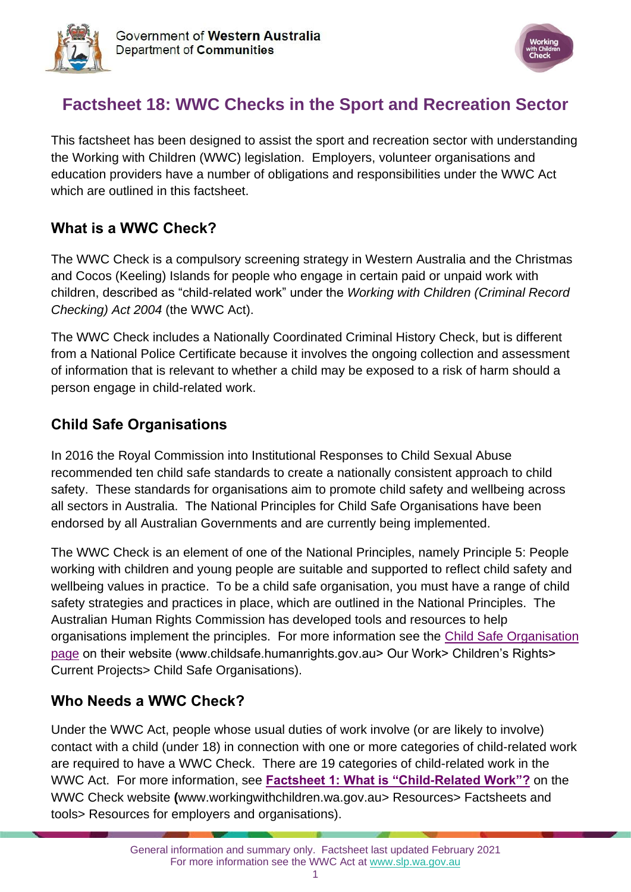Government of **Western Australia**
Department of **Communities**

# Factsheet 18: WWC Checks in the Sport and Recreation Sector

This factsheet has been designed to assist the sport and recreation sector with understanding the Working with Children (WWC) legislation. Employers, volunteer organisations and education providers have a number of obligations and responsibilities under the WWC Act which are outlined in this factsheet.

## What is a WWC Check?

The WWC Check is a compulsory screening strategy in Western Australia and the Christmas and Cocos (Keeling) Islands for people who engage in certain paid or unpaid work with children, described as "child-related work" under the *Working with Children (Criminal Record Checking) Act 2004* (the WWC Act).

The WWC Check includes a Nationally Coordinated Criminal History Check, but is different from a National Police Certificate because it involves the ongoing collection and assessment of information that is relevant to whether a child may be exposed to a risk of harm should a person engage in child-related work.

## Child Safe Organisations

In 2016 the Royal Commission into Institutional Responses to Child Sexual Abuse recommended ten child safe standards to create a nationally consistent approach to child safety. These standards for organisations aim to promote child safety and wellbeing across all sectors in Australia. The National Principles for Child Safe Organisations have been endorsed by all Australian Governments and are currently being implemented.

The WWC Check is an element of one of the National Principles, namely Principle 5: People working with children and young people are suitable and supported to reflect child safety and wellbeing values in practice. To be a child safe organisation, you must have a range of child safety strategies and practices in place, which are outlined in the National Principles. The Australian Human Rights Commission has developed tools and resources to help organisations implement the principles. For more information see the Child Safe Organisation page on their website (www.childsafe.humanrights.gov.au> Our Work> Children's Rights> Current Projects> Child Safe Organisations).

## Who Needs a WWC Check?

Under the WWC Act, people whose usual duties of work involve (or are likely to involve) contact with a child (under 18) in connection with one or more categories of child-related work are required to have a WWC Check. There are 19 categories of child-related work in the WWC Act. For more information, see **Factsheet 1: What is "Child-Related Work"?** on the WWC Check website **(**www.workingwithchildren.wa.gov.au> Resources> Factsheets and tools> Resources for employers and organisations).

General information and summary only. Factsheet last updated February 2021
For more information see the WWC Act at www.slp.wa.gov.au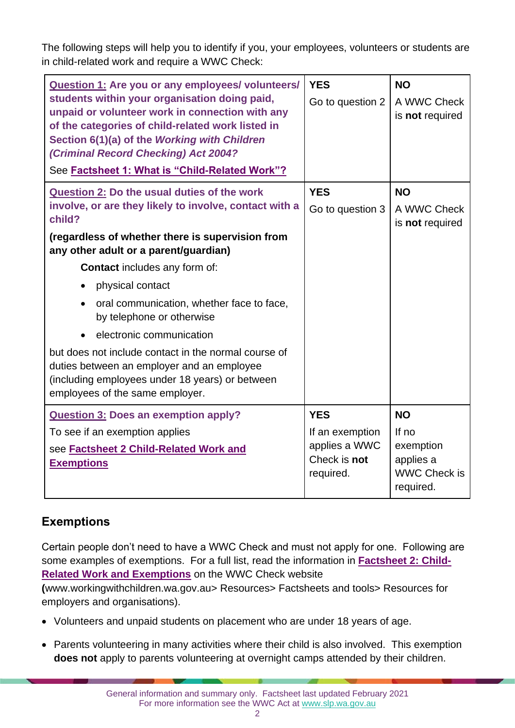The following steps will help you to identify if you, your employees, volunteers or students are in child-related work and require a WWC Check:

| Question | YES | NO |
| --- | --- | --- |
| **Question 1: Are you or any employees/ volunteers/ students within your organisation doing paid, unpaid or volunteer work in connection with any of the categories of child-related work listed in Section 6(1)(a) of the *Working with Children (Criminal Record Checking) Act 2004?*** See **Factsheet 1: What is "Child-Related Work"?** | **YES** Go to question 2 | **NO** A WWC Check is **not** required |
| **Question 2: Do the usual duties of the work involve, or are they likely to involve, contact with a child?** **(regardless of whether there is supervision from any other adult or a parent/guardian)** **Contact** includes any form of: • physical contact • oral communication, whether face to face, by telephone or otherwise • electronic communication but does not include contact in the normal course of duties between an employer and an employee (including employees under 18 years) or between employees of the same employer. | **YES** Go to question 3 | **NO** A WWC Check is **not** required |
| **Question 3: Does an exemption apply?** To see if an exemption applies see **Factsheet 2 Child-Related Work and Exemptions** | **YES** If an exemption applies a WWC Check is **not** required. | **NO** If no exemption applies a WWC Check is required. |

## Exemptions

Certain people don't need to have a WWC Check and must not apply for one. Following are some examples of exemptions. For a full list, read the information in **Factsheet 2: Child-Related Work and Exemptions** on the WWC Check website **(**www.workingwithchildren.wa.gov.au> Resources> Factsheets and tools> Resources for employers and organisations).

- Volunteers and unpaid students on placement who are under 18 years of age.
- Parents volunteering in many activities where their child is also involved. This exemption **does not** apply to parents volunteering at overnight camps attended by their children.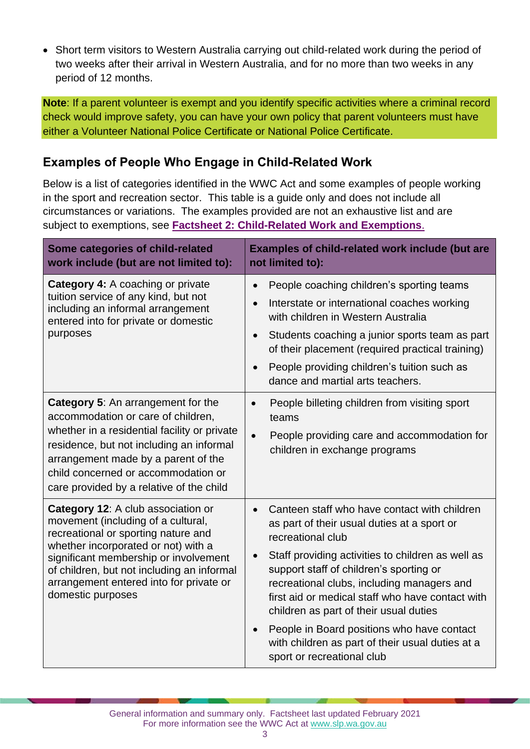- Short term visitors to Western Australia carrying out child-related work during the period of two weeks after their arrival in Western Australia, and for no more than two weeks in any period of 12 months.

**Note**: If a parent volunteer is exempt and you identify specific activities where a criminal record check would improve safety, you can have your own policy that parent volunteers must have either a Volunteer National Police Certificate or National Police Certificate.

## Examples of People Who Engage in Child-Related Work

Below is a list of categories identified in the WWC Act and some examples of people working in the sport and recreation sector. This table is a guide only and does not include all circumstances or variations. The examples provided are not an exhaustive list and are subject to exemptions, see **Factsheet 2: Child-Related Work and Exemptions**.

| Some categories of child-related work include (but are not limited to): | Examples of child-related work include (but are not limited to): |
|---|---|
| **Category 4:** A coaching or private tuition service of any kind, but not including an informal arrangement entered into for private or domestic purposes | • People coaching children's sporting teams<br>• Interstate or international coaches working with children in Western Australia<br>• Students coaching a junior sports team as part of their placement (required practical training)<br>• People providing children's tuition such as dance and martial arts teachers. |
| **Category 5**: An arrangement for the accommodation or care of children, whether in a residential facility or private residence, but not including an informal arrangement made by a parent of the child concerned or accommodation or care provided by a relative of the child | • People billeting children from visiting sport teams<br>• People providing care and accommodation for children in exchange programs |
| **Category 12**: A club association or movement (including of a cultural, recreational or sporting nature and whether incorporated or not) with a significant membership or involvement of children, but not including an informal arrangement entered into for private or domestic purposes | • Canteen staff who have contact with children as part of their usual duties at a sport or recreational club<br>• Staff providing activities to children as well as support staff of children's sporting or recreational clubs, including managers and first aid or medical staff who have contact with children as part of their usual duties<br>• People in Board positions who have contact with children as part of their usual duties at a sport or recreational club |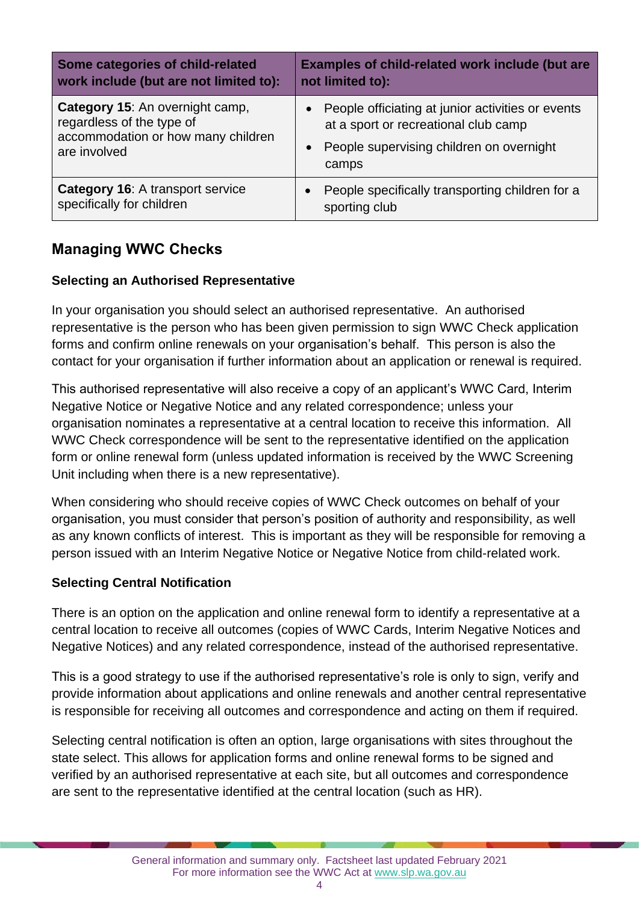| Some categories of child-related work include (but are not limited to): | Examples of child-related work include (but are not limited to): |
| --- | --- |
| **Category 15**: An overnight camp, regardless of the type of accommodation or how many children are involved | • People officiating at junior activities or events at a sport or recreational club camp<br>• People supervising children on overnight camps |
| **Category 16**: A transport service specifically for children | • People specifically transporting children for a sporting club |

## Managing WWC Checks

### Selecting an Authorised Representative

In your organisation you should select an authorised representative. An authorised representative is the person who has been given permission to sign WWC Check application forms and confirm online renewals on your organisation's behalf. This person is also the contact for your organisation if further information about an application or renewal is required.

This authorised representative will also receive a copy of an applicant's WWC Card, Interim Negative Notice or Negative Notice and any related correspondence; unless your organisation nominates a representative at a central location to receive this information. All WWC Check correspondence will be sent to the representative identified on the application form or online renewal form (unless updated information is received by the WWC Screening Unit including when there is a new representative).

When considering who should receive copies of WWC Check outcomes on behalf of your organisation, you must consider that person's position of authority and responsibility, as well as any known conflicts of interest. This is important as they will be responsible for removing a person issued with an Interim Negative Notice or Negative Notice from child-related work.

### Selecting Central Notification

There is an option on the application and online renewal form to identify a representative at a central location to receive all outcomes (copies of WWC Cards, Interim Negative Notices and Negative Notices) and any related correspondence, instead of the authorised representative.

This is a good strategy to use if the authorised representative's role is only to sign, verify and provide information about applications and online renewals and another central representative is responsible for receiving all outcomes and correspondence and acting on them if required.

Selecting central notification is often an option, large organisations with sites throughout the state select. This allows for application forms and online renewal forms to be signed and verified by an authorised representative at each site, but all outcomes and correspondence are sent to the representative identified at the central location (such as HR).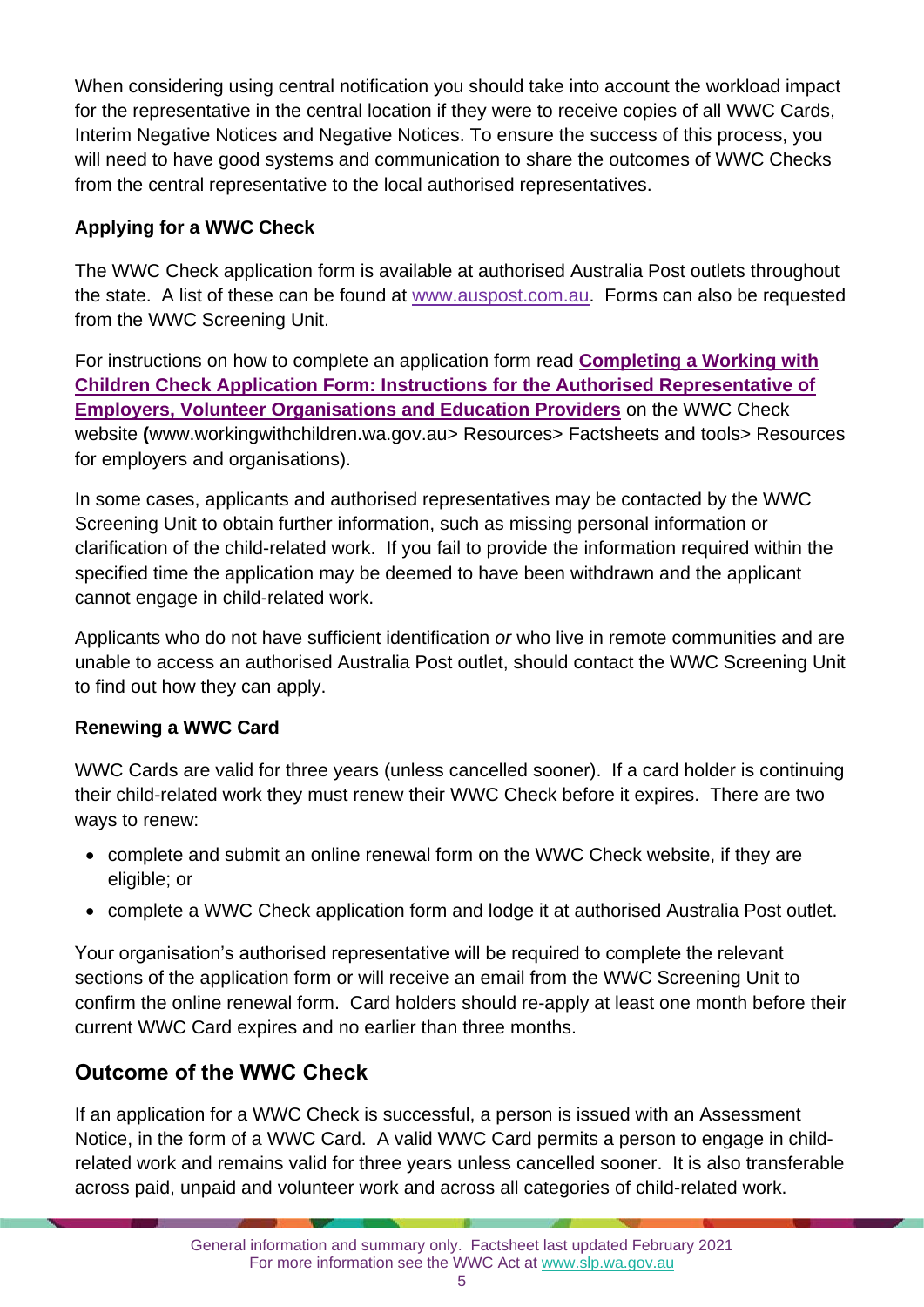When considering using central notification you should take into account the workload impact for the representative in the central location if they were to receive copies of all WWC Cards, Interim Negative Notices and Negative Notices. To ensure the success of this process, you will need to have good systems and communication to share the outcomes of WWC Checks from the central representative to the local authorised representatives.

**Applying for a WWC Check**

The WWC Check application form is available at authorised Australia Post outlets throughout the state. A list of these can be found at www.auspost.com.au. Forms can also be requested from the WWC Screening Unit.

For instructions on how to complete an application form read **Completing a Working with Children Check Application Form: Instructions for the Authorised Representative of Employers, Volunteer Organisations and Education Providers** on the WWC Check website **(**www.workingwithchildren.wa.gov.au> Resources> Factsheets and tools> Resources for employers and organisations).

In some cases, applicants and authorised representatives may be contacted by the WWC Screening Unit to obtain further information, such as missing personal information or clarification of the child-related work. If you fail to provide the information required within the specified time the application may be deemed to have been withdrawn and the applicant cannot engage in child-related work.

Applicants who do not have sufficient identification *or* who live in remote communities and are unable to access an authorised Australia Post outlet, should contact the WWC Screening Unit to find out how they can apply.

**Renewing a WWC Card**

WWC Cards are valid for three years (unless cancelled sooner). If a card holder is continuing their child-related work they must renew their WWC Check before it expires. There are two ways to renew:

- complete and submit an online renewal form on the WWC Check website, if they are eligible; or
- complete a WWC Check application form and lodge it at authorised Australia Post outlet.

Your organisation's authorised representative will be required to complete the relevant sections of the application form or will receive an email from the WWC Screening Unit to confirm the online renewal form. Card holders should re-apply at least one month before their current WWC Card expires and no earlier than three months.

## Outcome of the WWC Check

If an application for a WWC Check is successful, a person is issued with an Assessment Notice, in the form of a WWC Card. A valid WWC Card permits a person to engage in child-related work and remains valid for three years unless cancelled sooner. It is also transferable across paid, unpaid and volunteer work and across all categories of child-related work.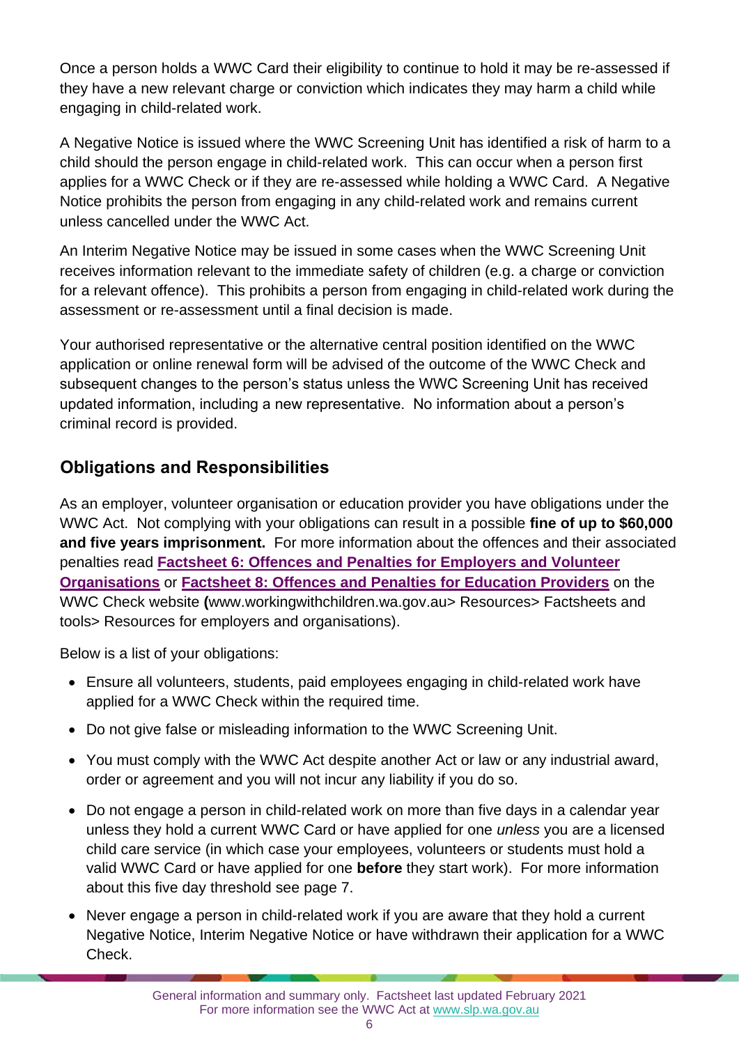Once a person holds a WWC Card their eligibility to continue to hold it may be re-assessed if they have a new relevant charge or conviction which indicates they may harm a child while engaging in child-related work.

A Negative Notice is issued where the WWC Screening Unit has identified a risk of harm to a child should the person engage in child-related work. This can occur when a person first applies for a WWC Check or if they are re-assessed while holding a WWC Card. A Negative Notice prohibits the person from engaging in any child-related work and remains current unless cancelled under the WWC Act.

An Interim Negative Notice may be issued in some cases when the WWC Screening Unit receives information relevant to the immediate safety of children (e.g. a charge or conviction for a relevant offence). This prohibits a person from engaging in child-related work during the assessment or re-assessment until a final decision is made.

Your authorised representative or the alternative central position identified on the WWC application or online renewal form will be advised of the outcome of the WWC Check and subsequent changes to the person's status unless the WWC Screening Unit has received updated information, including a new representative. No information about a person's criminal record is provided.

## Obligations and Responsibilities

As an employer, volunteer organisation or education provider you have obligations under the WWC Act. Not complying with your obligations can result in a possible **fine of up to $60,000 and five years imprisonment.** For more information about the offences and their associated penalties read **Factsheet 6: Offences and Penalties for Employers and Volunteer Organisations** or **Factsheet 8: Offences and Penalties for Education Providers** on the WWC Check website **(**www.workingwithchildren.wa.gov.au> Resources> Factsheets and tools> Resources for employers and organisations).

Below is a list of your obligations:

- Ensure all volunteers, students, paid employees engaging in child-related work have applied for a WWC Check within the required time.
- Do not give false or misleading information to the WWC Screening Unit.
- You must comply with the WWC Act despite another Act or law or any industrial award, order or agreement and you will not incur any liability if you do so.
- Do not engage a person in child-related work on more than five days in a calendar year unless they hold a current WWC Card or have applied for one *unless* you are a licensed child care service (in which case your employees, volunteers or students must hold a valid WWC Card or have applied for one **before** they start work). For more information about this five day threshold see page 7.
- Never engage a person in child-related work if you are aware that they hold a current Negative Notice, Interim Negative Notice or have withdrawn their application for a WWC Check.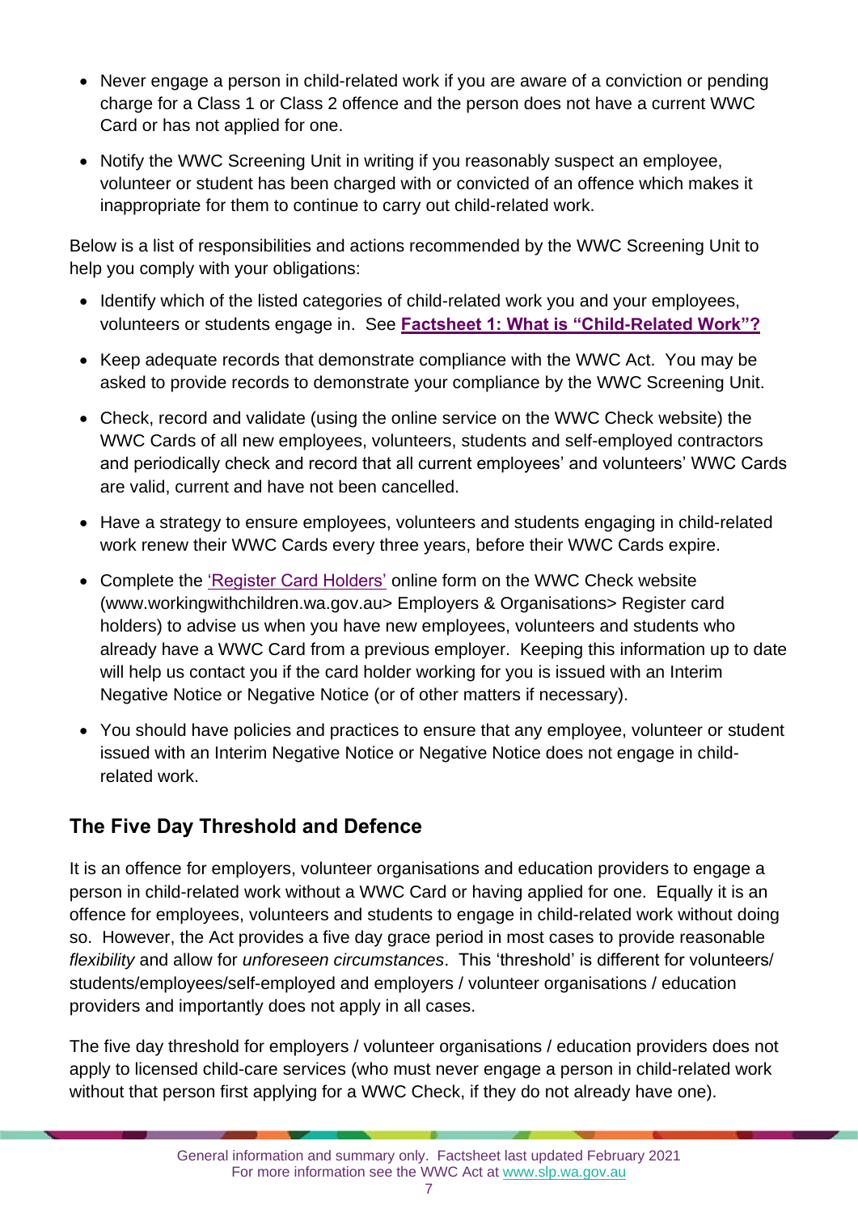- Never engage a person in child-related work if you are aware of a conviction or pending charge for a Class 1 or Class 2 offence and the person does not have a current WWC Card or has not applied for one.
- Notify the WWC Screening Unit in writing if you reasonably suspect an employee, volunteer or student has been charged with or convicted of an offence which makes it inappropriate for them to continue to carry out child-related work.

Below is a list of responsibilities and actions recommended by the WWC Screening Unit to help you comply with your obligations:

- Identify which of the listed categories of child-related work you and your employees, volunteers or students engage in. See **Factsheet 1: What is "Child-Related Work"?**
- Keep adequate records that demonstrate compliance with the WWC Act. You may be asked to provide records to demonstrate your compliance by the WWC Screening Unit.
- Check, record and validate (using the online service on the WWC Check website) the WWC Cards of all new employees, volunteers, students and self-employed contractors and periodically check and record that all current employees' and volunteers' WWC Cards are valid, current and have not been cancelled.
- Have a strategy to ensure employees, volunteers and students engaging in child-related work renew their WWC Cards every three years, before their WWC Cards expire.
- Complete the 'Register Card Holders' online form on the WWC Check website (www.workingwithchildren.wa.gov.au> Employers & Organisations> Register card holders) to advise us when you have new employees, volunteers and students who already have a WWC Card from a previous employer. Keeping this information up to date will help us contact you if the card holder working for you is issued with an Interim Negative Notice or Negative Notice (or of other matters if necessary).
- You should have policies and practices to ensure that any employee, volunteer or student issued with an Interim Negative Notice or Negative Notice does not engage in child-related work.

## The Five Day Threshold and Defence

It is an offence for employers, volunteer organisations and education providers to engage a person in child-related work without a WWC Card or having applied for one. Equally it is an offence for employees, volunteers and students to engage in child-related work without doing so. However, the Act provides a five day grace period in most cases to provide reasonable *flexibility* and allow for *unforeseen circumstances*. This 'threshold' is different for volunteers/ students/employees/self-employed and employers / volunteer organisations / education providers and importantly does not apply in all cases.

The five day threshold for employers / volunteer organisations / education providers does not apply to licensed child-care services (who must never engage a person in child-related work without that person first applying for a WWC Check, if they do not already have one).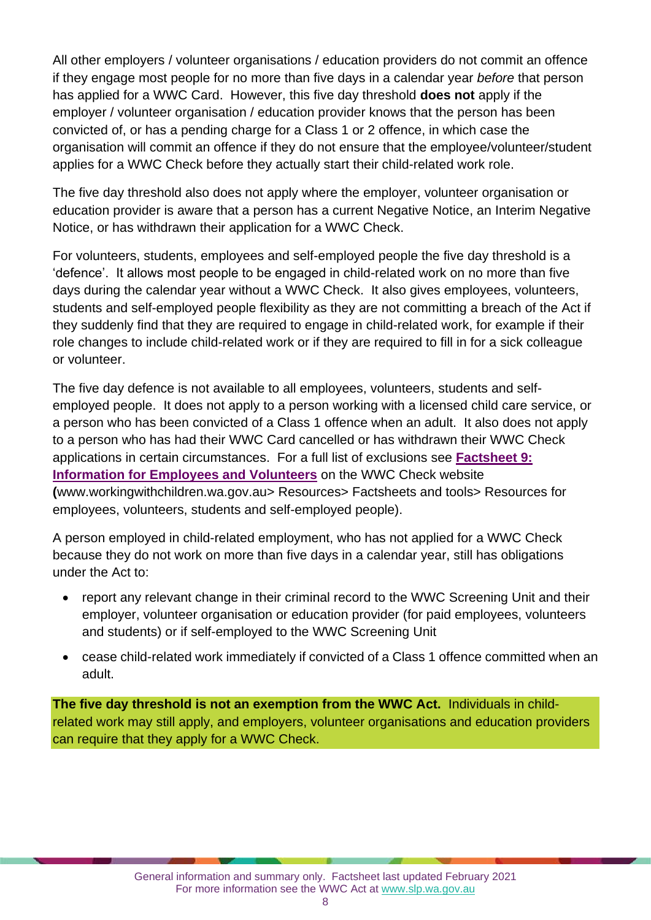All other employers / volunteer organisations / education providers do not commit an offence if they engage most people for no more than five days in a calendar year *before* that person has applied for a WWC Card. However, this five day threshold **does not** apply if the employer / volunteer organisation / education provider knows that the person has been convicted of, or has a pending charge for a Class 1 or 2 offence, in which case the organisation will commit an offence if they do not ensure that the employee/volunteer/student applies for a WWC Check before they actually start their child-related work role.

The five day threshold also does not apply where the employer, volunteer organisation or education provider is aware that a person has a current Negative Notice, an Interim Negative Notice, or has withdrawn their application for a WWC Check.

For volunteers, students, employees and self-employed people the five day threshold is a 'defence'. It allows most people to be engaged in child-related work on no more than five days during the calendar year without a WWC Check. It also gives employees, volunteers, students and self-employed people flexibility as they are not committing a breach of the Act if they suddenly find that they are required to engage in child-related work, for example if their role changes to include child-related work or if they are required to fill in for a sick colleague or volunteer.

The five day defence is not available to all employees, volunteers, students and self-employed people. It does not apply to a person working with a licensed child care service, or a person who has been convicted of a Class 1 offence when an adult. It also does not apply to a person who has had their WWC Card cancelled or has withdrawn their WWC Check applications in certain circumstances. For a full list of exclusions see **Factsheet 9: Information for Employees and Volunteers** on the WWC Check website **(**www.workingwithchildren.wa.gov.au> Resources> Factsheets and tools> Resources for employees, volunteers, students and self-employed people).

A person employed in child-related employment, who has not applied for a WWC Check because they do not work on more than five days in a calendar year, still has obligations under the Act to:

- report any relevant change in their criminal record to the WWC Screening Unit and their employer, volunteer organisation or education provider (for paid employees, volunteers and students) or if self-employed to the WWC Screening Unit
- cease child-related work immediately if convicted of a Class 1 offence committed when an adult.

**The five day threshold is not an exemption from the WWC Act.** Individuals in child-related work may still apply, and employers, volunteer organisations and education providers can require that they apply for a WWC Check.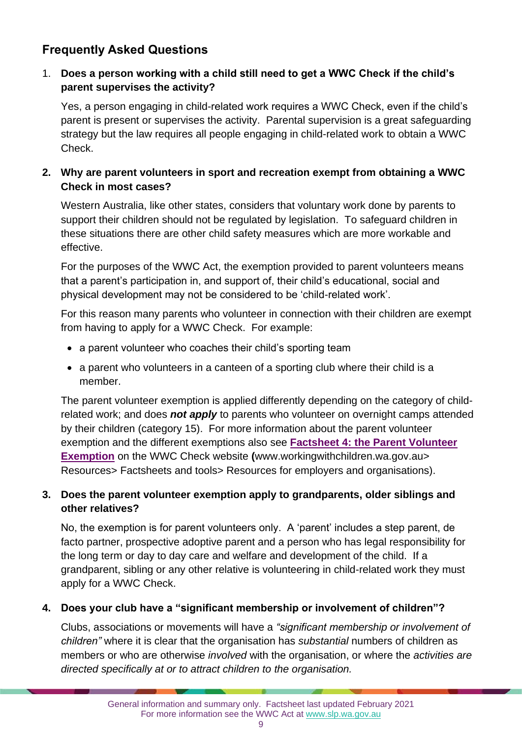## Frequently Asked Questions

1. **Does a person working with a child still need to get a WWC Check if the child's parent supervises the activity?**

   Yes, a person engaging in child-related work requires a WWC Check, even if the child's parent is present or supervises the activity. Parental supervision is a great safeguarding strategy but the law requires all people engaging in child-related work to obtain a WWC Check.

2. **Why are parent volunteers in sport and recreation exempt from obtaining a WWC Check in most cases?**

   Western Australia, like other states, considers that voluntary work done by parents to support their children should not be regulated by legislation. To safeguard children in these situations there are other child safety measures which are more workable and effective.

   For the purposes of the WWC Act, the exemption provided to parent volunteers means that a parent's participation in, and support of, their child's educational, social and physical development may not be considered to be 'child-related work'.

   For this reason many parents who volunteer in connection with their children are exempt from having to apply for a WWC Check. For example:

   - a parent volunteer who coaches their child's sporting team
   - a parent who volunteers in a canteen of a sporting club where their child is a member.

   The parent volunteer exemption is applied differently depending on the category of child-related work; and does ***not apply*** to parents who volunteer on overnight camps attended by their children (category 15). For more information about the parent volunteer exemption and the different exemptions also see **Factsheet 4: the Parent Volunteer Exemption** on the WWC Check website **(**www.workingwithchildren.wa.gov.au> Resources> Factsheets and tools> Resources for employers and organisations).

3. **Does the parent volunteer exemption apply to grandparents, older siblings and other relatives?**

   No, the exemption is for parent volunteers only. A 'parent' includes a step parent, de facto partner, prospective adoptive parent and a person who has legal responsibility for the long term or day to day care and welfare and development of the child. If a grandparent, sibling or any other relative is volunteering in child-related work they must apply for a WWC Check.

4. **Does your club have a "significant membership or involvement of children"?**

   Clubs, associations or movements will have a *"significant membership or involvement of children"* where it is clear that the organisation has *substantial* numbers of children as members or who are otherwise *involved* with the organisation, or where the *activities are directed specifically at or to attract children to the organisation.*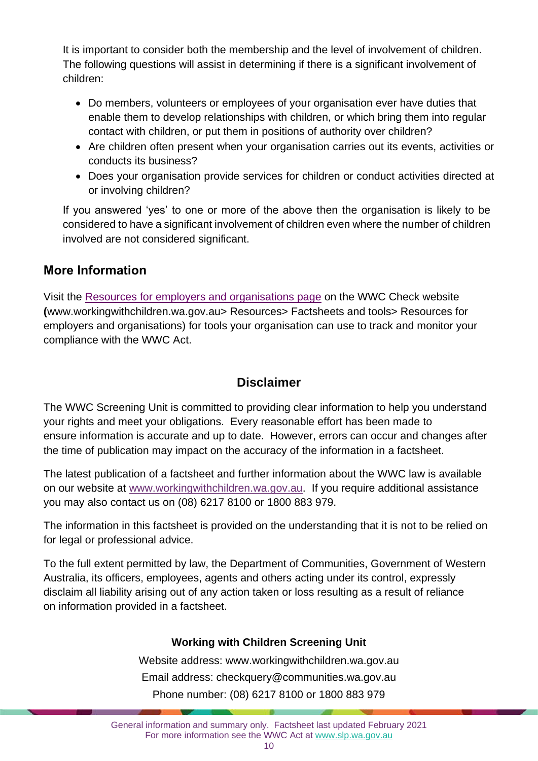It is important to consider both the membership and the level of involvement of children. The following questions will assist in determining if there is a significant involvement of children:

- Do members, volunteers or employees of your organisation ever have duties that enable them to develop relationships with children, or which bring them into regular contact with children, or put them in positions of authority over children?
- Are children often present when your organisation carries out its events, activities or conducts its business?
- Does your organisation provide services for children or conduct activities directed at or involving children?

If you answered 'yes' to one or more of the above then the organisation is likely to be considered to have a significant involvement of children even where the number of children involved are not considered significant.

## More Information

Visit the Resources for employers and organisations page on the WWC Check website **(**www.workingwithchildren.wa.gov.au> Resources> Factsheets and tools> Resources for employers and organisations) for tools your organisation can use to track and monitor your compliance with the WWC Act.

## Disclaimer

The WWC Screening Unit is committed to providing clear information to help you understand your rights and meet your obligations. Every reasonable effort has been made to ensure information is accurate and up to date. However, errors can occur and changes after the time of publication may impact on the accuracy of the information in a factsheet.

The latest publication of a factsheet and further information about the WWC law is available on our website at www.workingwithchildren.wa.gov.au. If you require additional assistance you may also contact us on (08) 6217 8100 or 1800 883 979.

The information in this factsheet is provided on the understanding that it is not to be relied on for legal or professional advice.

To the full extent permitted by law, the Department of Communities, Government of Western Australia, its officers, employees, agents and others acting under its control, expressly disclaim all liability arising out of any action taken or loss resulting as a result of reliance on information provided in a factsheet.

**Working with Children Screening Unit**

Website address: www.workingwithchildren.wa.gov.au

Email address: checkquery@communities.wa.gov.au

Phone number: (08) 6217 8100 or 1800 883 979

General information and summary only. Factsheet last updated February 2021
For more information see the WWC Act at www.slp.wa.gov.au